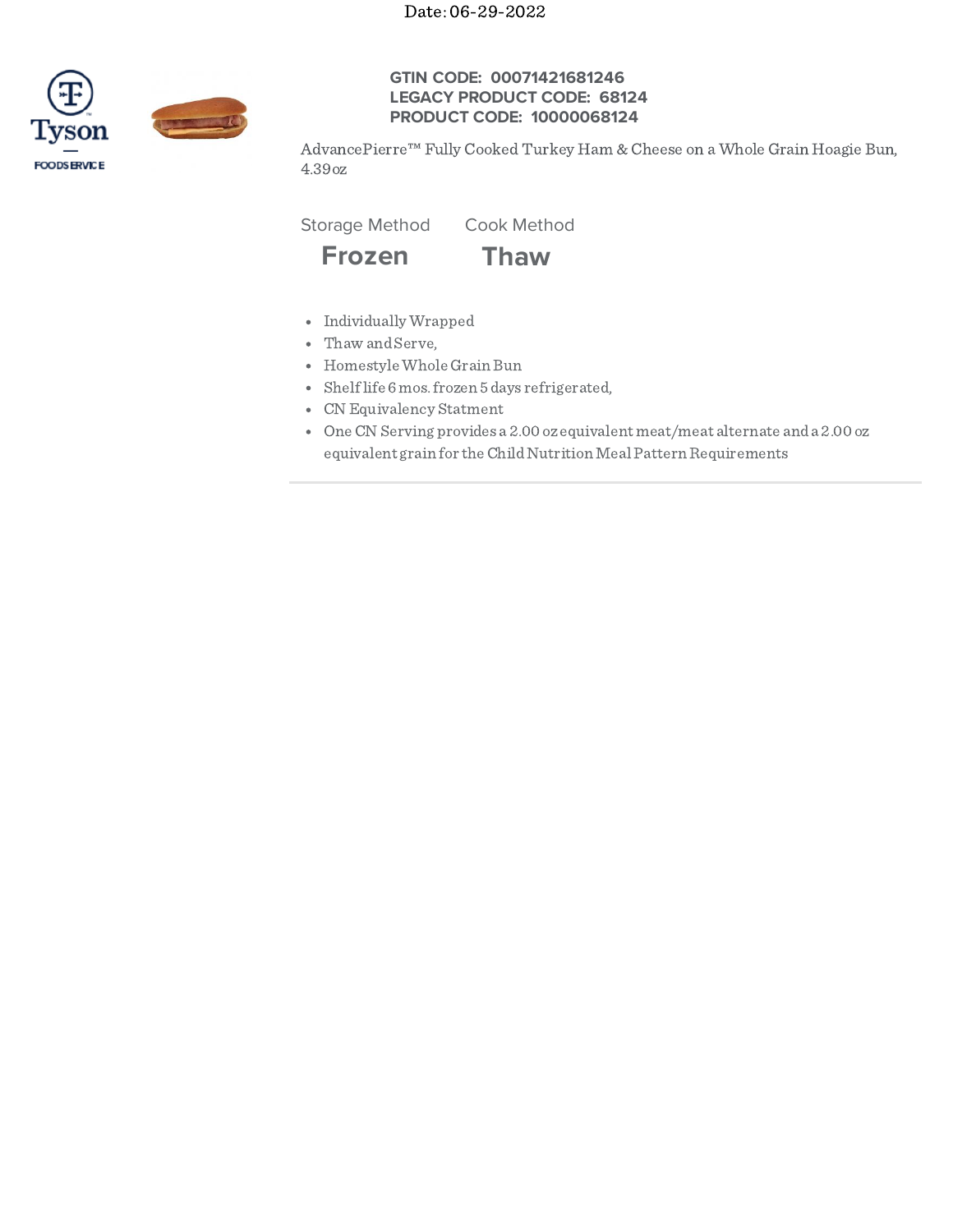Date: 06-29-2022

Tyson FOODSERVICE

**GTIN CODE: 00071421681246**
**LEGACY PRODUCT CODE: 68124**
**PRODUCT CODE: 10000068124**

AdvancePierre™ Fully Cooked Turkey Ham & Cheese on a Whole Grain Hoagie Bun, 4.39 oz

| Storage Method | Cook Method |
|---|---|
| **Frozen** | **Thaw** |

- Individually Wrapped
- Thaw and Serve,
- Homestyle Whole Grain Bun
- Shelf life 6 mos. frozen 5 days refrigerated,
- CN Equivalency Statment
- One CN Serving provides a 2.00 oz equivalent meat/meat alternate and a 2.00 oz equivalent grain for the Child Nutrition Meal Pattern Requirements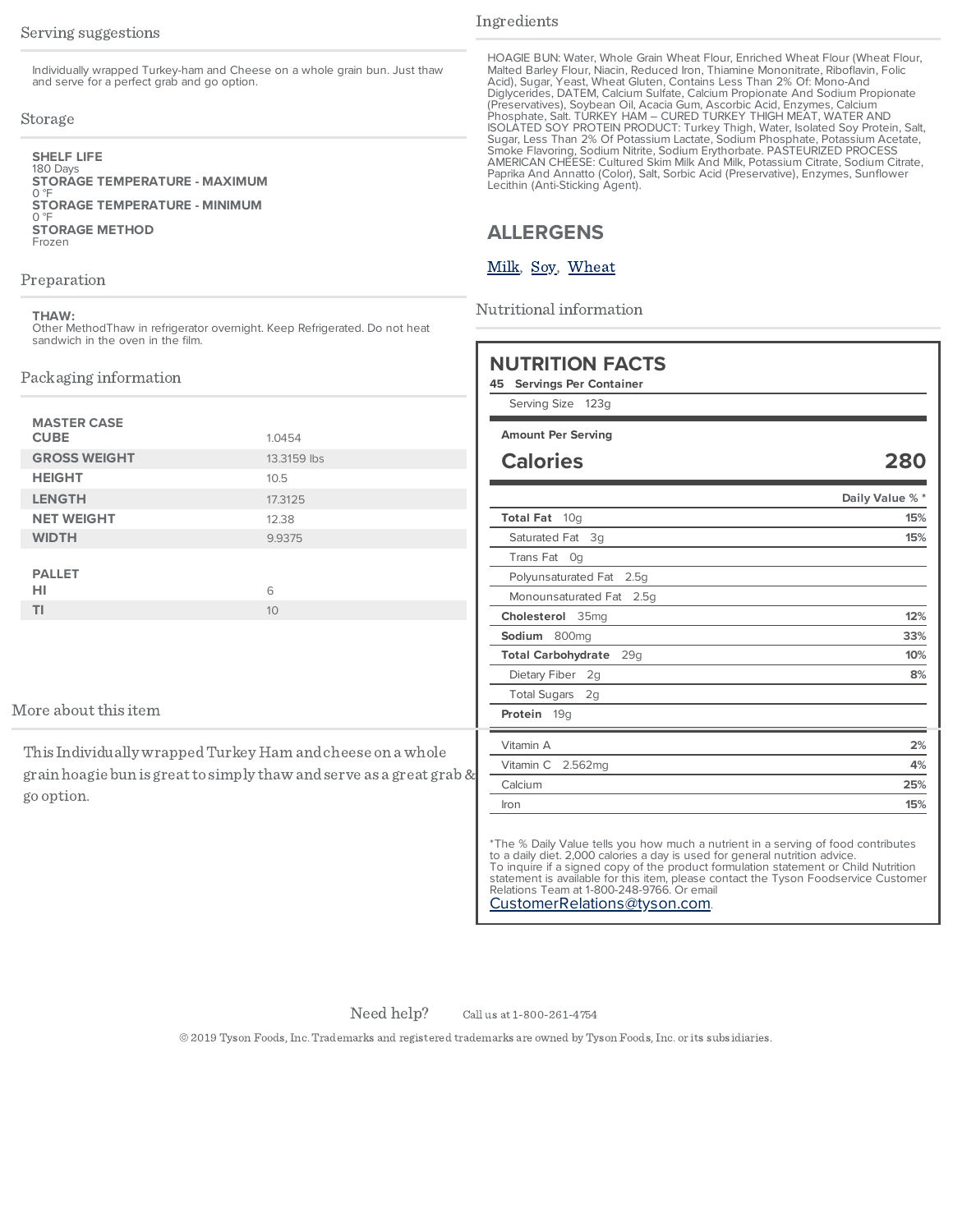## Serving suggestions

Individually wrapped Turkey-ham and Cheese on a whole grain bun. Just thaw and serve for a perfect grab and go option.

## Storage

**SHELF LIFE**
180 Days
**STORAGE TEMPERATURE - MAXIMUM**
0 °F
**STORAGE TEMPERATURE - MINIMUM**
0 °F
**STORAGE METHOD**
Frozen

## Preparation

**THAW:**
Other MethodThaw in refrigerator overnight. Keep Refrigerated. Do not heat sandwich in the oven in the film.

## Packaging information

| | |
|---|---|
| **MASTER CASE** | |
| **CUBE** | 1.0454 |
| **GROSS WEIGHT** | 13.3159 lbs |
| **HEIGHT** | 10.5 |
| **LENGTH** | 17.3125 |
| **NET WEIGHT** | 12.38 |
| **WIDTH** | 9.9375 |

| | |
|---|---|
| **PALLET** | |
| **HI** | 6 |
| **TI** | 10 |

## More about this item

This Individually wrapped Turkey Ham and cheese on a whole grain hoagie bun is great to simply thaw and serve as a great grab & go option.

## Ingredients

HOAGIE BUN: Water, Whole Grain Wheat Flour, Enriched Wheat Flour (Wheat Flour, Malted Barley Flour, Niacin, Reduced Iron, Thiamine Mononitrate, Riboflavin, Folic Acid), Sugar, Yeast, Wheat Gluten, Contains Less Than 2% Of: Mono-And Diglycerides, DATEM, Calcium Sulfate, Calcium Propionate And Sodium Propionate (Preservatives), Soybean Oil, Acacia Gum, Ascorbic Acid, Enzymes, Calcium Phosphate, Salt. TURKEY HAM – CURED TURKEY THIGH MEAT, WATER AND ISOLATED SOY PROTEIN PRODUCT: Turkey Thigh, Water, Isolated Soy Protein, Salt, Sugar, Less Than 2% Of Potassium Lactate, Sodium Phosphate, Potassium Acetate, Smoke Flavoring, Sodium Nitrite, Sodium Erythorbate. PASTEURIZED PROCESS AMERICAN CHEESE: Cultured Skim Milk And Milk, Potassium Citrate, Sodium Citrate, Paprika And Annatto (Color), Salt, Sorbic Acid (Preservative), Enzymes, Sunflower Lecithin (Anti-Sticking Agent).

## ALLERGENS

Milk, Soy, Wheat

## Nutritional information

### NUTRITION FACTS

**45 Servings Per Container**
Serving Size 123g

**Amount Per Serving**

| | |
|---|---|
| **Calories** | **280** |
| | **Daily Value % *** |
| **Total Fat** 10g | **15%** |
| Saturated Fat 3g | **15%** |
| Trans Fat 0g | |
| Polyunsaturated Fat 2.5g | |
| Monounsaturated Fat 2.5g | |
| **Cholesterol** 35mg | **12%** |
| **Sodium** 800mg | **33%** |
| **Total Carbohydrate** 29g | **10%** |
| Dietary Fiber 2g | **8%** |
| Total Sugars 2g | |
| **Protein** 19g | |
| Vitamin A | **2%** |
| Vitamin C 2.562mg | **4%** |
| Calcium | **25%** |
| Iron | **15%** |

*The % Daily Value tells you how much a nutrient in a serving of food contributes to a daily diet. 2,000 calories a day is used for general nutrition advice.
To inquire if a signed copy of the product formulation statement or Child Nutrition statement is available for this item, please contact the Tyson Foodservice Customer Relations Team at 1-800-248-9766. Or email CustomerRelations@tyson.com.

Need help? Call us at 1-800-261-4754

© 2019 Tyson Foods, Inc. Trademarks and registered trademarks are owned by Tyson Foods, Inc. or its subsidiaries.